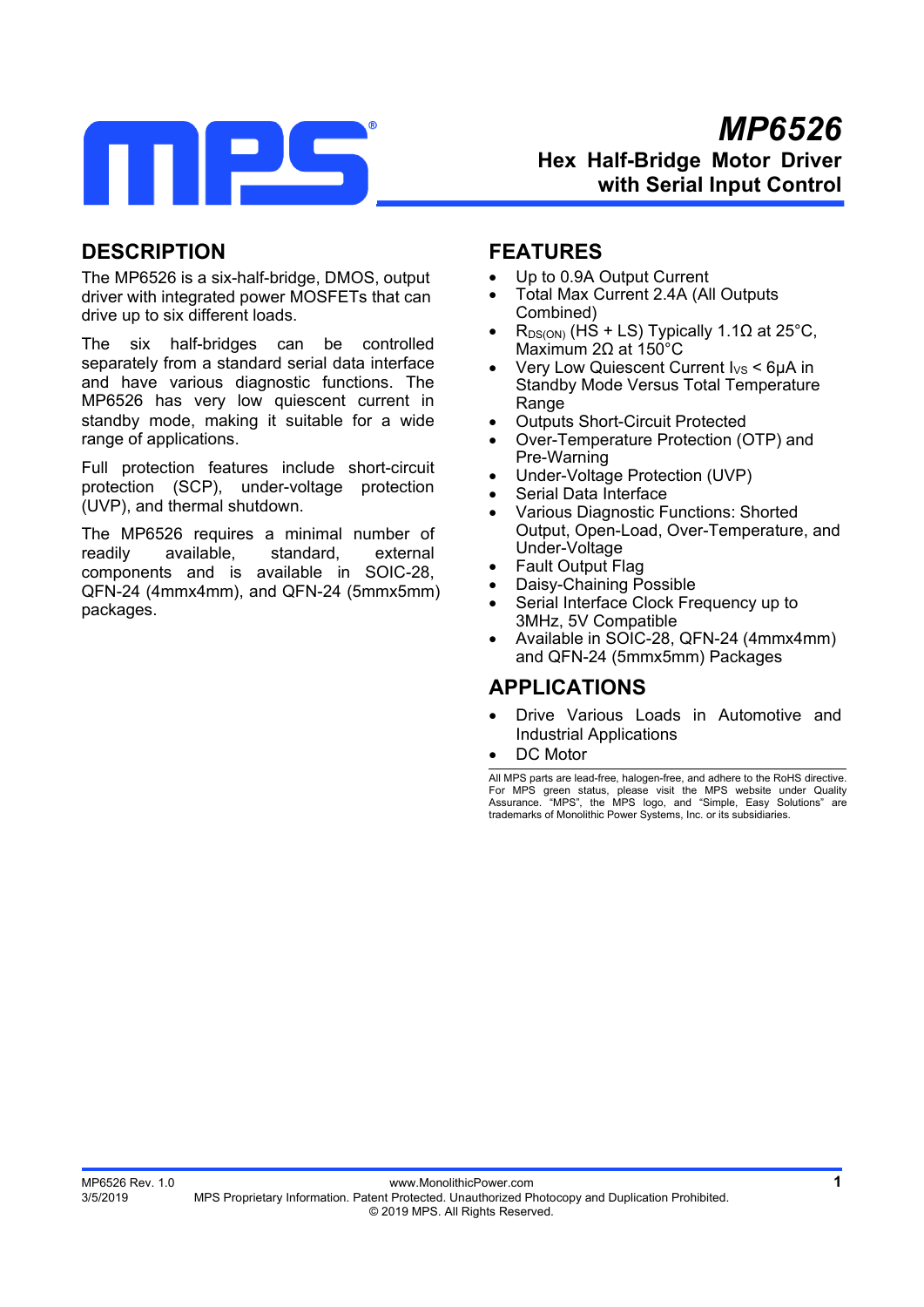# MP6526

## Hex Half-Bridge Motor Driver with Serial Input Control

## DESCRIPTION

The MP6526 is a six-half-bridge, DMOS, output driver with integrated power MOSFETs that can drive up to six different loads.

The six half-bridges can be controlled separately from a standard serial data interface and have various diagnostic functions. The MP6526 has very low quiescent current in standby mode, making it suitable for a wide range of applications.

Full protection features include short-circuit protection (SCP), under-voltage protection (UVP), and thermal shutdown.

The MP6526 requires a minimal number of readily available, standard, external components and is available in SOIC-28, QFN-24 (4mmx4mm), and QFN-24 (5mmx5mm) packages.

## FEATURES

- Up to 0.9A Output Current
- Total Max Current 2.4A (All Outputs Combined)
- $R_{DS(ON)}$ (HS + LS) Typically 1.1Ω at 25°C, Maximum 2Ω at 150°C
- Very Low Quiescent Current $I_{VS}$ < 6μA in Standby Mode Versus Total Temperature Range
- Outputs Short-Circuit Protected
- Over-Temperature Protection (OTP) and Pre-Warning
- Under-Voltage Protection (UVP)
- Serial Data Interface
- Various Diagnostic Functions: Shorted Output, Open-Load, Over-Temperature, and Under-Voltage
- Fault Output Flag
- Daisy-Chaining Possible
- Serial Interface Clock Frequency up to 3MHz, 5V Compatible
- Available in SOIC-28, QFN-24 (4mmx4mm) and QFN-24 (5mmx5mm) Packages

## APPLICATIONS

- Drive Various Loads in Automotive and Industrial Applications
- DC Motor

All MPS parts are lead-free, halogen-free, and adhere to the RoHS directive. For MPS green status, please visit the MPS website under Quality Assurance. "MPS", the MPS logo, and "Simple, Easy Solutions" are trademarks of Monolithic Power Systems, Inc. or its subsidiaries.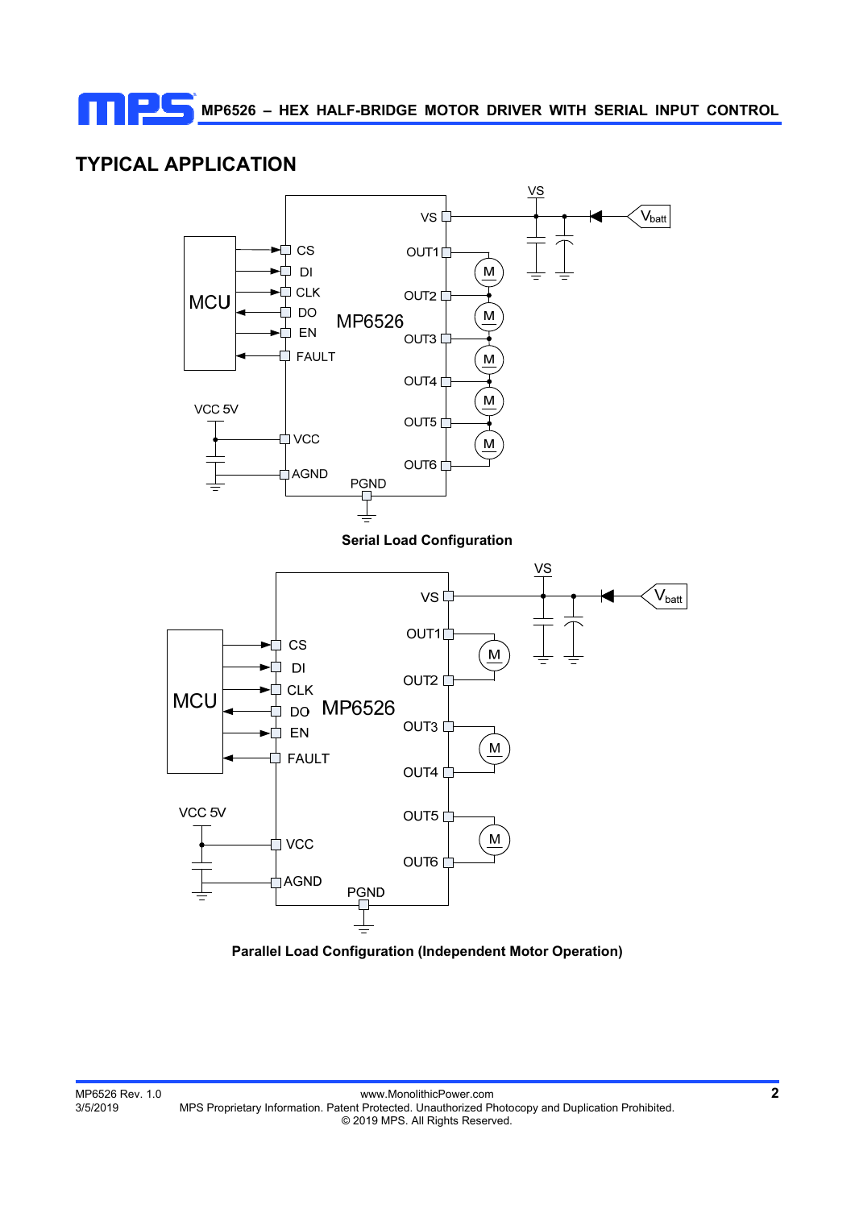## TYPICAL APPLICATION

Serial Load Configuration

Parallel Load Configuration (Independent Motor Operation)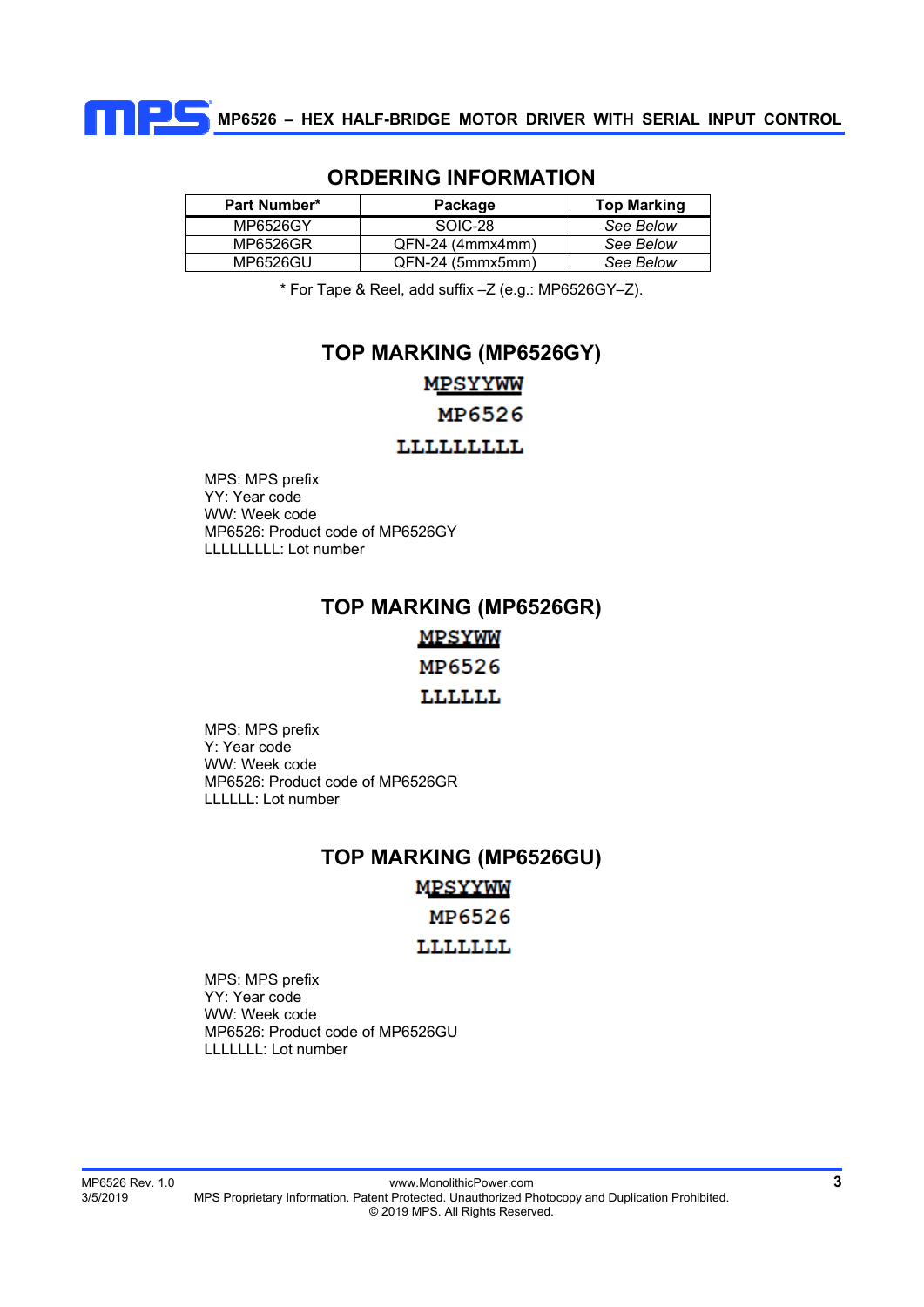## ORDERING INFORMATION

| Part Number* | Package | Top Marking |
|---|---|---|
| MP6526GY | SOIC-28 | *See Below* |
| MP6526GR | QFN-24 (4mmx4mm) | *See Below* |
| MP6526GU | QFN-24 (5mmx5mm) | *See Below* |

\* For Tape & Reel, add suffix –Z (e.g.: MP6526GY–Z).

## TOP MARKING (MP6526GY)

MPSYYWW
MP6526
LLLLLLLLL

MPS: MPS prefix
YY: Year code
WW: Week code
MP6526: Product code of MP6526GY
LLLLLLLLL: Lot number

## TOP MARKING (MP6526GR)

MPSYWW
MP6526
LLLLLL

MPS: MPS prefix
Y: Year code
WW: Week code
MP6526: Product code of MP6526GR
LLLLLL: Lot number

## TOP MARKING (MP6526GU)

MPSYYWW
MP6526
LLLLLLL

MPS: MPS prefix
YY: Year code
WW: Week code
MP6526: Product code of MP6526GU
LLLLLLL: Lot number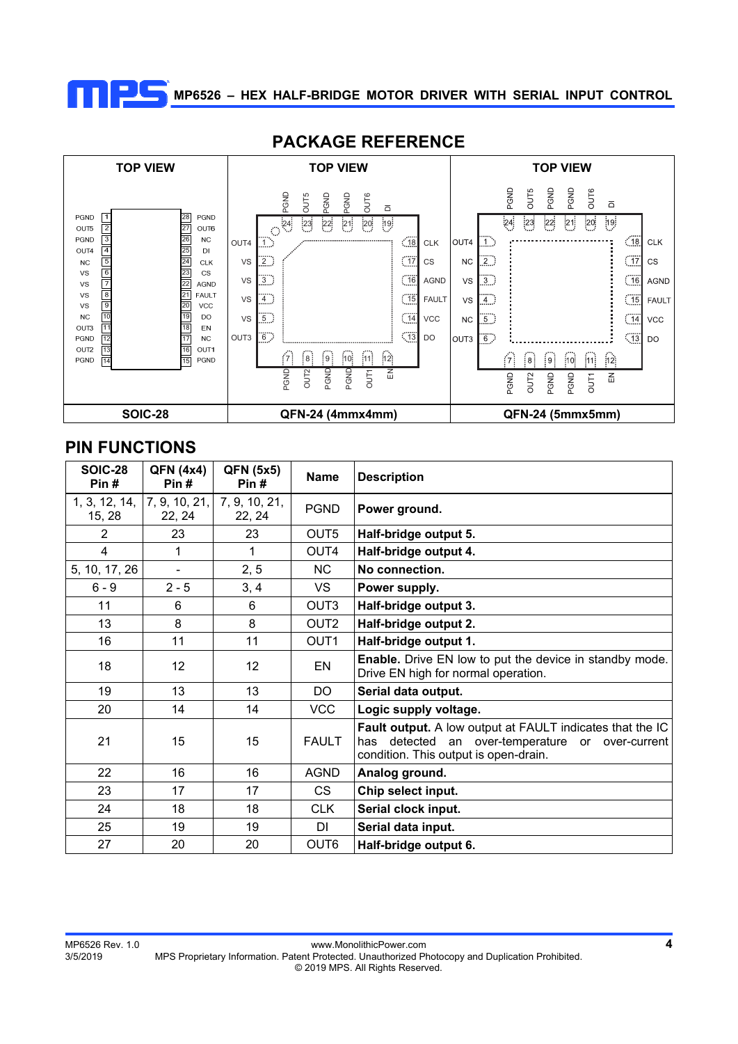## PACKAGE REFERENCE

| TOP VIEW | TOP VIEW | TOP VIEW |
|---|---|---|
| SOIC-28 | QFN-24 (4mmx4mm) | QFN-24 (5mmx5mm) |

## PIN FUNCTIONS

| SOIC-28 Pin # | QFN (4x4) Pin # | QFN (5x5) Pin # | Name | Description |
|---|---|---|---|---|
| 1, 3, 12, 14, 15, 28 | 7, 9, 10, 21, 22, 24 | 7, 9, 10, 21, 22, 24 | PGND | **Power ground.** |
| 2 | 23 | 23 | OUT5 | **Half-bridge output 5.** |
| 4 | 1 | 1 | OUT4 | **Half-bridge output 4.** |
| 5, 10, 17, 26 | - | 2, 5 | NC | **No connection.** |
| 6 - 9 | 2 - 5 | 3, 4 | VS | **Power supply.** |
| 11 | 6 | 6 | OUT3 | **Half-bridge output 3.** |
| 13 | 8 | 8 | OUT2 | **Half-bridge output 2.** |
| 16 | 11 | 11 | OUT1 | **Half-bridge output 1.** |
| 18 | 12 | 12 | EN | **Enable.** Drive EN low to put the device in standby mode. Drive EN high for normal operation. |
| 19 | 13 | 13 | DO | **Serial data output.** |
| 20 | 14 | 14 | VCC | **Logic supply voltage.** |
| 21 | 15 | 15 | FAULT | **Fault output.** A low output at FAULT indicates that the IC has detected an over-temperature or over-current condition. This output is open-drain. |
| 22 | 16 | 16 | AGND | **Analog ground.** |
| 23 | 17 | 17 | CS | **Chip select input.** |
| 24 | 18 | 18 | CLK | **Serial clock input.** |
| 25 | 19 | 19 | DI | **Serial data input.** |
| 27 | 20 | 20 | OUT6 | **Half-bridge output 6.** |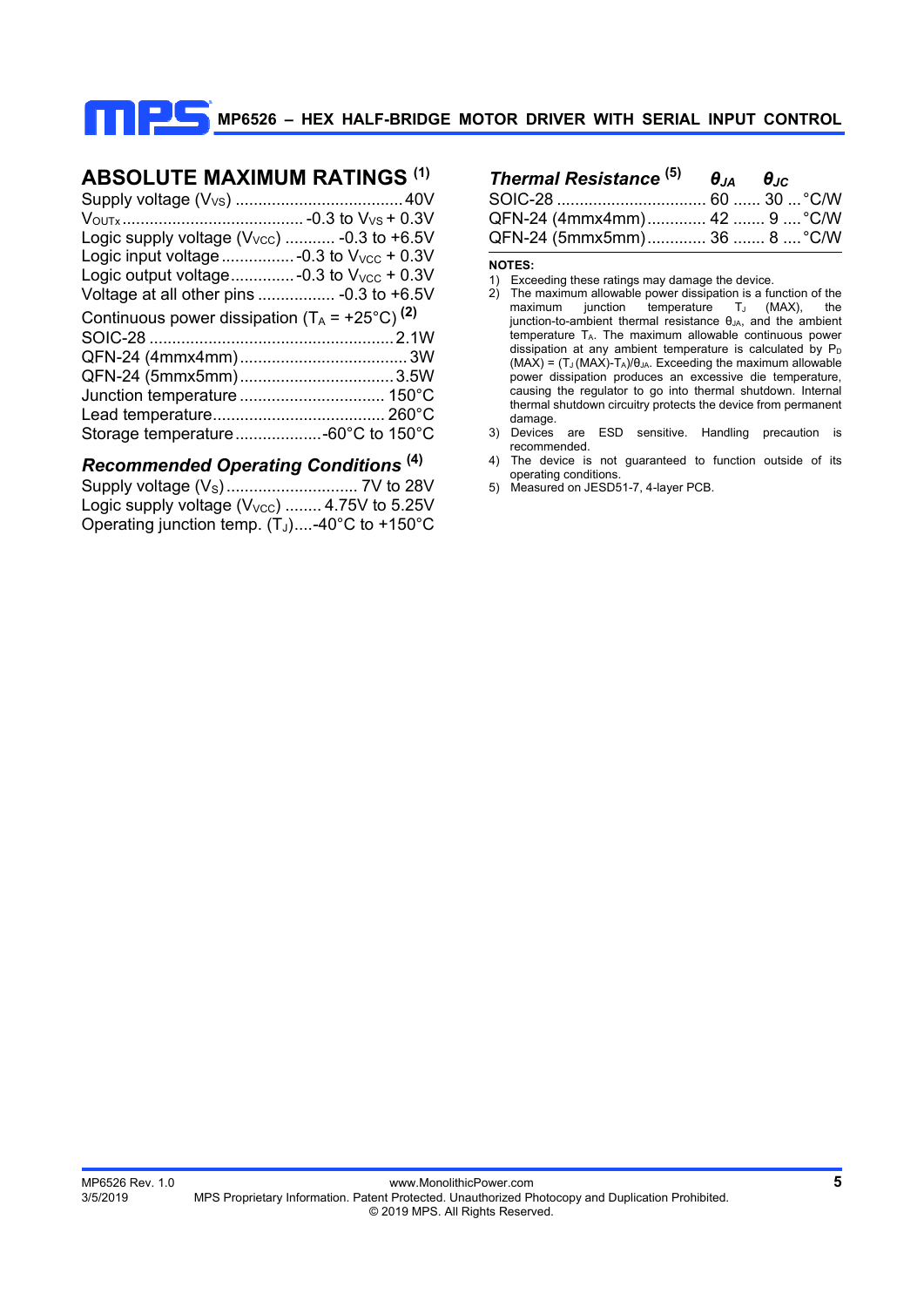## ABSOLUTE MAXIMUM RATINGS [1]

Supply voltage ($V_{VS}$) .................................... 40V
$V_{OUTx}$ ........................................ -0.3 to $V_{VS}$ + 0.3V
Logic supply voltage ($V_{VCC}$) ........... -0.3 to +6.5V
Logic input voltage ................ -0.3 to $V_{VCC}$ + 0.3V
Logic output voltage .............. -0.3 to $V_{VCC}$ + 0.3V
Voltage at all other pins ................. -0.3 to +6.5V
Continuous power dissipation ($T_A$ = +25°C) [2]
SOIC-28 ...................................................... 2.1W
QFN-24 (4mmx4mm) ..................................... 3W
QFN-24 (5mmx5mm) .................................. 3.5W
Junction temperature ................................ 150°C
Lead temperature ...................................... 260°C
Storage temperature ................... -60°C to 150°C

### *Recommended Operating Conditions* [4]

Supply voltage ($V_S$) ............................ 7V to 28V
Logic supply voltage ($V_{VCC}$) ........ 4.75V to 5.25V
Operating junction temp. ($T_J$) .... -40°C to +150°C

### *Thermal Resistance* [5]

| Package | $\theta_{JA}$ | $\theta_{JC}$ | |
|---|---|---|---|
| SOIC-28 | 60 | 30 | °C/W |
| QFN-24 (4mmx4mm) | 42 | 9 | °C/W |
| QFN-24 (5mmx5mm) | 36 | 8 | °C/W |

**NOTES:**

1) Exceeding these ratings may damage the device.
2) The maximum allowable power dissipation is a function of the maximum junction temperature $T_J$ (MAX), the junction-to-ambient thermal resistance $\theta_{JA}$, and the ambient temperature $T_A$. The maximum allowable continuous power dissipation at any ambient temperature is calculated by $P_D$ (MAX) = ($T_J$ (MAX)-$T_A$)/$\theta_{JA}$. Exceeding the maximum allowable power dissipation produces an excessive die temperature, causing the regulator to go into thermal shutdown. Internal thermal shutdown circuitry protects the device from permanent damage.
3) Devices are ESD sensitive. Handling precaution is recommended.
4) The device is not guaranteed to function outside of its operating conditions.
5) Measured on JESD51-7, 4-layer PCB.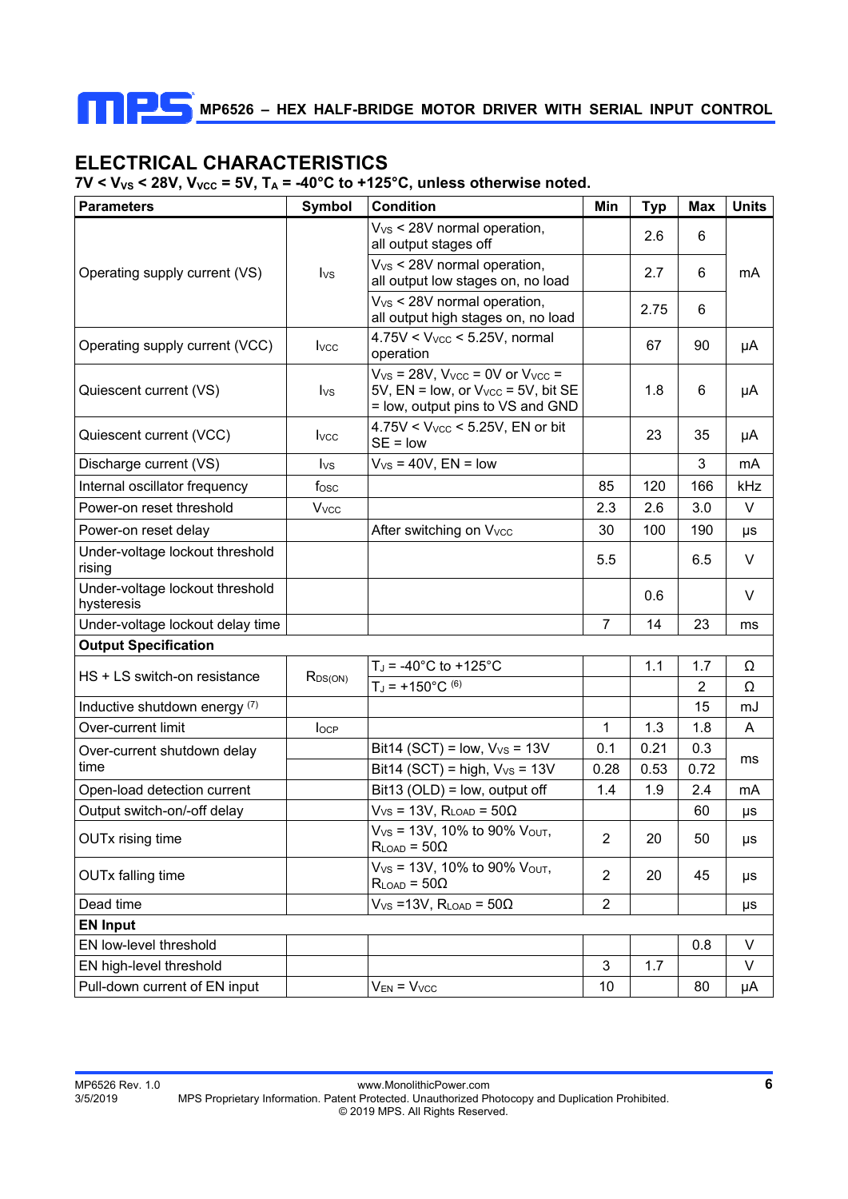## ELECTRICAL CHARACTERISTICS

**7V < $V_{VS}$ < 28V, $V_{VCC}$ = 5V, $T_A$ = -40°C to +125°C, unless otherwise noted.**

| Parameters | Symbol | Condition | Min | Typ | Max | Units |
|---|---|---|---|---|---|---|
| Operating supply current (VS) | $I_{VS}$ | $V_{VS}$ < 28V normal operation, all output stages off | | 2.6 | 6 | mA |
| | | $V_{VS}$ < 28V normal operation, all output low stages on, no load | | 2.7 | 6 | |
| | | $V_{VS}$ < 28V normal operation, all output high stages on, no load | | 2.75 | 6 | |
| Operating supply current (VCC) | $I_{VCC}$ | 4.75V < $V_{VCC}$ < 5.25V, normal operation | | 67 | 90 | µA |
| Quiescent current (VS) | $I_{VS}$ | $V_{VS}$ = 28V, $V_{VCC}$ = 0V or $V_{VCC}$ = 5V, EN = low, or $V_{VCC}$ = 5V, bit SE = low, output pins to VS and GND | | 1.8 | 6 | µA |
| Quiescent current (VCC) | $I_{VCC}$ | 4.75V < $V_{VCC}$ < 5.25V, EN or bit SE = low | | 23 | 35 | µA |
| Discharge current (VS) | $I_{VS}$ | $V_{VS}$ = 40V, EN = low | | | 3 | mA |
| Internal oscillator frequency | $f_{OSC}$ | | 85 | 120 | 166 | kHz |
| Power-on reset threshold | $V_{VCC}$ | | 2.3 | 2.6 | 3.0 | V |
| Power-on reset delay | | After switching on $V_{VCC}$ | 30 | 100 | 190 | µs |
| Under-voltage lockout threshold rising | | | 5.5 | | 6.5 | V |
| Under-voltage lockout threshold hysteresis | | | | 0.6 | | V |
| Under-voltage lockout delay time | | | 7 | 14 | 23 | ms |
| **Output Specification** | | | | | | |
| HS + LS switch-on resistance | $R_{DS(ON)}$ | $T_J$ = -40°C to +125°C | | 1.1 | 1.7 | Ω |
| | | $T_J$ = +150°C [6] | | | 2 | Ω |
| Inductive shutdown energy [7] | | | | | 15 | mJ |
| Over-current limit | $I_{OCP}$ | | 1 | 1.3 | 1.8 | A |
| Over-current shutdown delay time | | Bit14 (SCT) = low, $V_{VS}$ = 13V | 0.1 | 0.21 | 0.3 | ms |
| | | Bit14 (SCT) = high, $V_{VS}$ = 13V | 0.28 | 0.53 | 0.72 | |
| Open-load detection current | | Bit13 (OLD) = low, output off | 1.4 | 1.9 | 2.4 | mA |
| Output switch-on/-off delay | | $V_{VS}$ = 13V, $R_{LOAD}$ = 50Ω | | | 60 | µs |
| OUTx rising time | | $V_{VS}$ = 13V, 10% to 90% $V_{OUT}$, $R_{LOAD}$ = 50Ω | 2 | 20 | 50 | µs |
| OUTx falling time | | $V_{VS}$ = 13V, 10% to 90% $V_{OUT}$, $R_{LOAD}$ = 50Ω | 2 | 20 | 45 | µs |
| Dead time | | $V_{VS}$ =13V, $R_{LOAD}$ = 50Ω | 2 | | | µs |
| **EN Input** | | | | | | |
| EN low-level threshold | | | | | 0.8 | V |
| EN high-level threshold | | | 3 | 1.7 | | V |
| Pull-down current of EN input | | $V_{EN}$ = $V_{VCC}$ | 10 | | 80 | µA |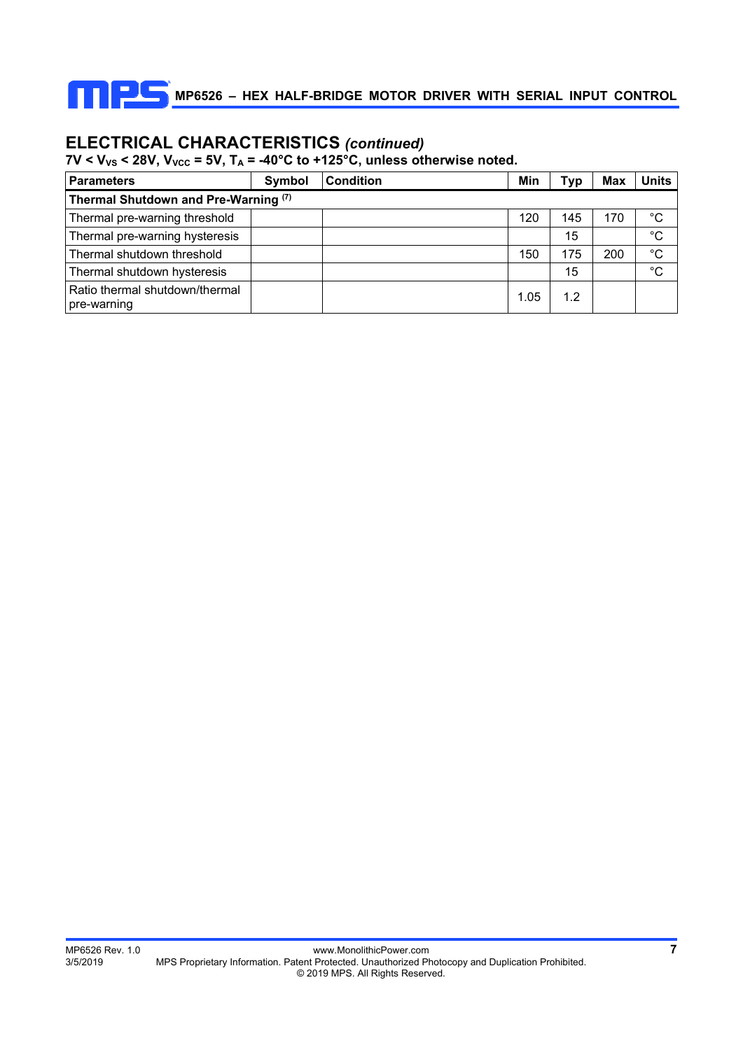## ELECTRICAL CHARACTERISTICS *(continued)*

**7V < $V_{VS}$ < 28V, $V_{VCC}$ = 5V, $T_A$ = -40°C to +125°C, unless otherwise noted.**

| Parameters | Symbol | Condition | Min | Typ | Max | Units |
|---|---|---|---|---|---|---|
| **Thermal Shutdown and Pre-Warning** [(7)] | | | | | | |
| Thermal pre-warning threshold | | | 120 | 145 | 170 | °C |
| Thermal pre-warning hysteresis | | | | 15 | | °C |
| Thermal shutdown threshold | | | 150 | 175 | 200 | °C |
| Thermal shutdown hysteresis | | | | 15 | | °C |
| Ratio thermal shutdown/thermal pre-warning | | | 1.05 | 1.2 | | |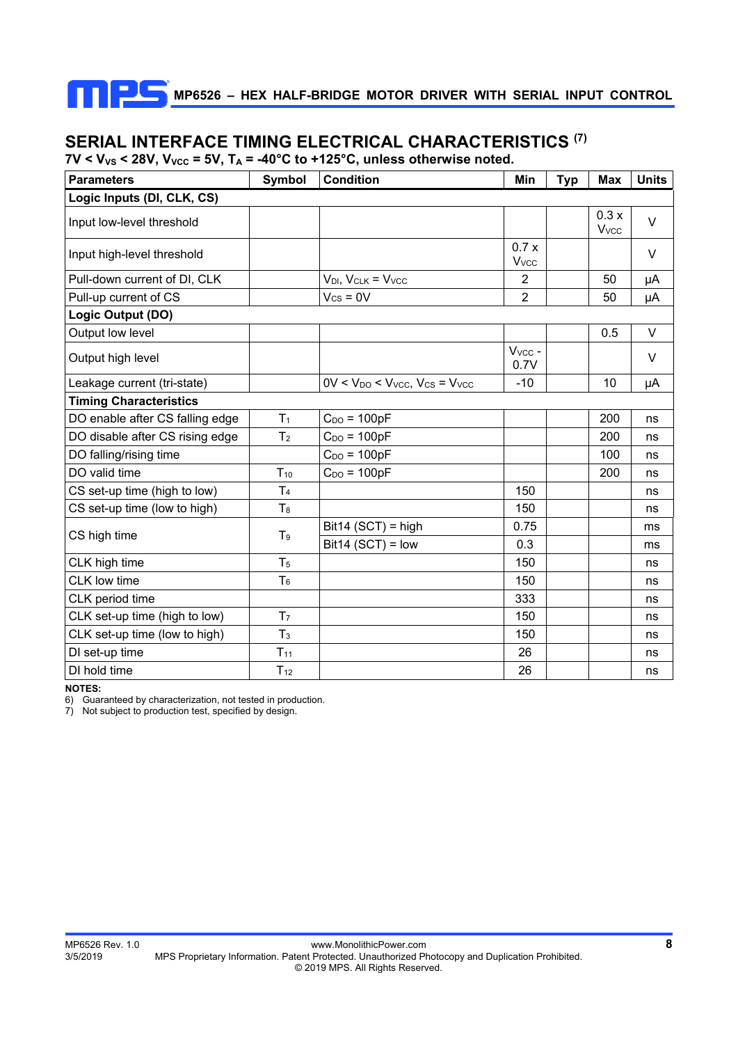## SERIAL INTERFACE TIMING ELECTRICAL CHARACTERISTICS [7]

**7V < $V_{VS}$ < 28V, $V_{VCC}$ = 5V, $T_A$ = -40°C to +125°C, unless otherwise noted.**

| Parameters | Symbol | Condition | Min | Typ | Max | Units |
|---|---|---|---|---|---|---|
| **Logic Inputs (DI, CLK, CS)** | | | | | | |
| Input low-level threshold | | | | | 0.3 x $V_{VCC}$ | V |
| Input high-level threshold | | | 0.7 x $V_{VCC}$ | | | V |
| Pull-down current of DI, CLK | | $V_{DI}$, $V_{CLK}$ = $V_{VCC}$ | 2 | | 50 | µA |
| Pull-up current of CS | | $V_{CS}$ = 0V | 2 | | 50 | µA |
| **Logic Output (DO)** | | | | | | |
| Output low level | | | | | 0.5 | V |
| Output high level | | | $V_{VCC}$ - 0.7V | | | V |
| Leakage current (tri-state) | | 0V < $V_{DO}$ < $V_{VCC}$, $V_{CS}$ = $V_{VCC}$ | -10 | | 10 | µA |
| **Timing Characteristics** | | | | | | |
| DO enable after CS falling edge | $T_1$ | $C_{DO}$ = 100pF | | | 200 | ns |
| DO disable after CS rising edge | $T_2$ | $C_{DO}$ = 100pF | | | 200 | ns |
| DO falling/rising time | | $C_{DO}$ = 100pF | | | 100 | ns |
| DO valid time | $T_{10}$ | $C_{DO}$ = 100pF | | | 200 | ns |
| CS set-up time (high to low) | $T_4$ | | 150 | | | ns |
| CS set-up time (low to high) | $T_8$ | | 150 | | | ns |
| CS high time | $T_9$ | Bit14 (SCT) = high | 0.75 | | | ms |
| | | Bit14 (SCT) = low | 0.3 | | | ms |
| CLK high time | $T_5$ | | 150 | | | ns |
| CLK low time | $T_6$ | | 150 | | | ns |
| CLK period time | | | 333 | | | ns |
| CLK set-up time (high to low) | $T_7$ | | 150 | | | ns |
| CLK set-up time (low to high) | $T_3$ | | 150 | | | ns |
| DI set-up time | $T_{11}$ | | 26 | | | ns |
| DI hold time | $T_{12}$ | | 26 | | | ns |

**NOTES:**

6) Guaranteed by characterization, not tested in production.

7) Not subject to production test, specified by design.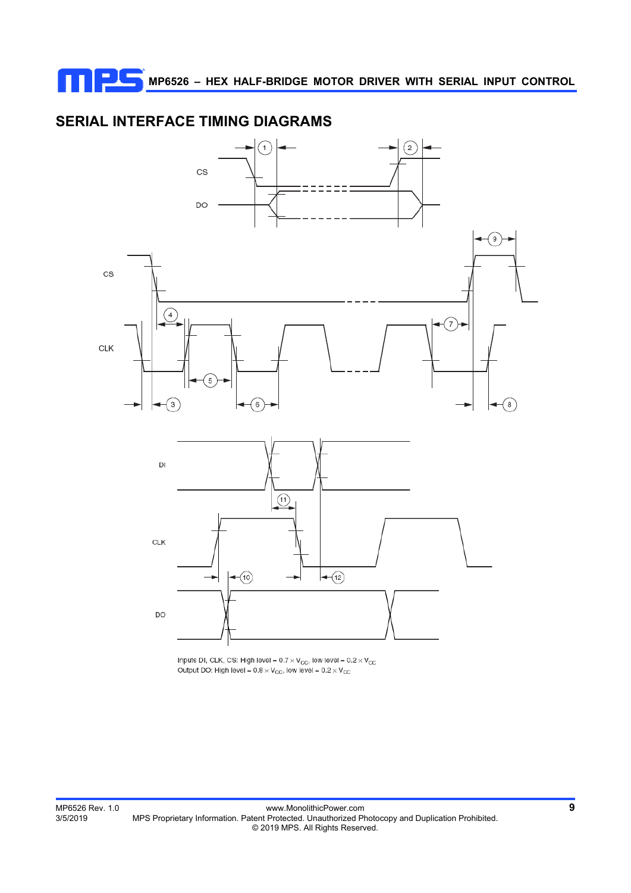## SERIAL INTERFACE TIMING DIAGRAMS

Inputs DI, CLK, CS: High level = 0.7 × $V_{CC}$, low level = 0.2 × $V_{CC}$

Output DO: High level = 0.8 × $V_{CC}$, low level = 0.2 × $V_{CC}$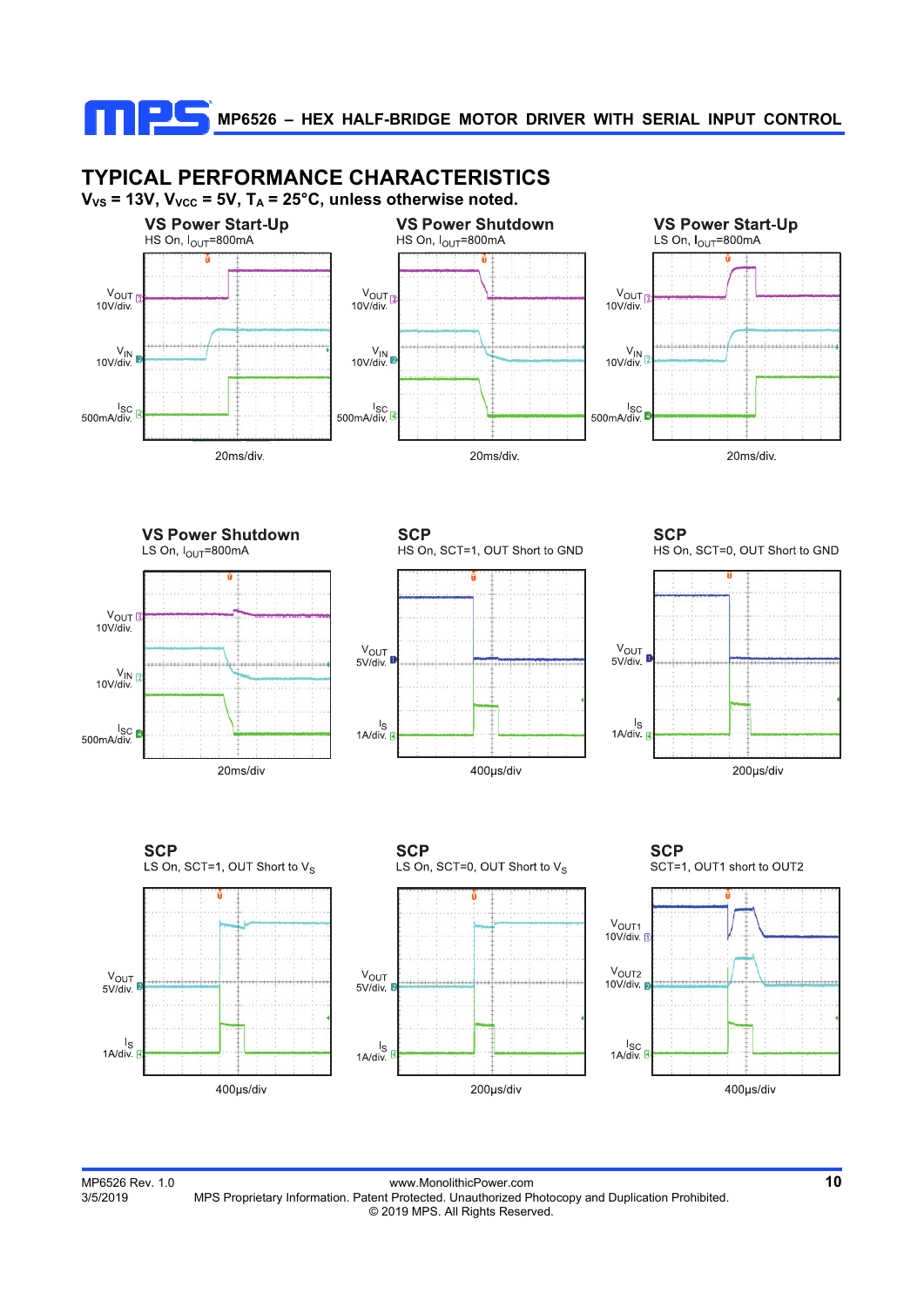## TYPICAL PERFORMANCE CHARACTERISTICS

**$V_{VS}$ = 13V, $V_{VCC}$ = 5V, $T_A$ = 25°C, unless otherwise noted.**

**VS Power Start-Up**
HS On, $I_{OUT}$=800mA

$V_{OUT}$ 10V/div.
$V_{IN}$ 10V/div.
$I_{SC}$ 500mA/div.
20ms/div.

**VS Power Shutdown**
HS On, $I_{OUT}$=800mA

$V_{OUT}$ 10V/div.
$V_{IN}$ 10V/div.
$I_{SC}$ 500mA/div.
20ms/div.

**VS Power Start-Up**
LS On, $I_{OUT}$=800mA

$V_{OUT}$ 10V/div.
$V_{IN}$ 10V/div.
$I_{SC}$ 500mA/div.
20ms/div.

**VS Power Shutdown**
LS On, $I_{OUT}$=800mA

$V_{OUT}$ 10V/div.
$V_{IN}$ 10V/div.
$I_{SC}$ 500mA/div.
20ms/div

**SCP**
HS On, SCT=1, OUT Short to GND

$V_{OUT}$ 5V/div.
$I_S$ 1A/div.
400μs/div

**SCP**
HS On, SCT=0, OUT Short to GND

$V_{OUT}$ 5V/div.
$I_S$ 1A/div.
200μs/div

**SCP**
LS On, SCT=1, OUT Short to $V_S$

$V_{OUT}$ 5V/div.
$I_S$ 1A/div.
400μs/div

**SCP**
LS On, SCT=0, OUT Short to $V_S$

$V_{OUT}$ 5V/div.
$I_S$ 1A/div.
200μs/div

**SCP**
SCT=1, OUT1 short to OUT2

$V_{OUT1}$ 10V/div.
$V_{OUT2}$ 10V/div.
$I_{SC}$ 1A/div.
400μs/div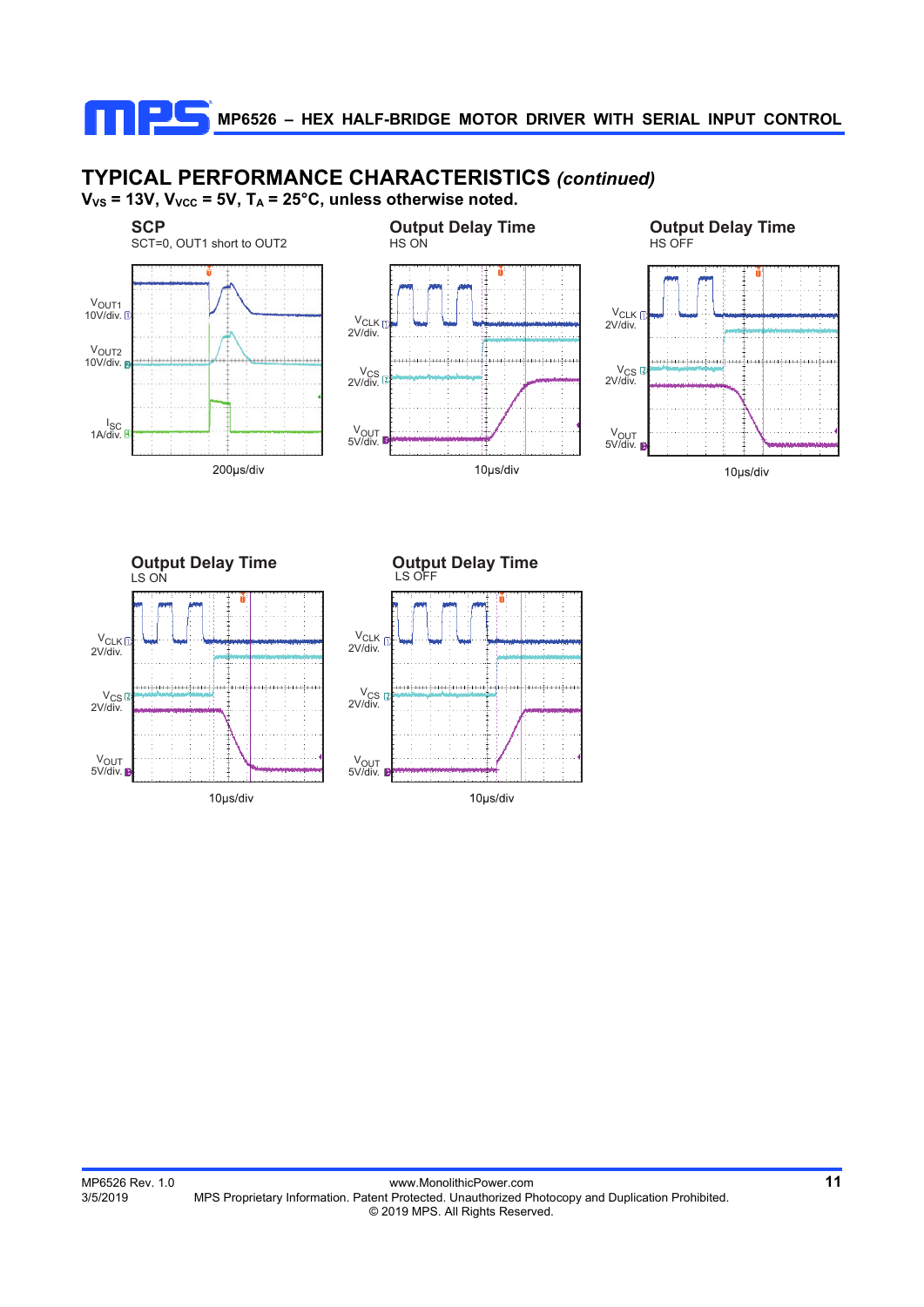## TYPICAL PERFORMANCE CHARACTERISTICS *(continued)*

**$V_{VS}$ = 13V, $V_{VCC}$ = 5V, $T_A$ = 25°C, unless otherwise noted.**

### SCP

SCT=0, OUT1 short to OUT2

$V_{OUT1}$ 10V/div.

$V_{OUT2}$ 10V/div.

$I_{SC}$ 1A/div.

200µs/div

### Output Delay Time

HS ON

$V_{CLK}$ 2V/div.

$V_{CS}$ 2V/div.

$V_{OUT}$ 5V/div.

10µs/div

### Output Delay Time

HS OFF

$V_{CLK}$ 2V/div.

$V_{CS}$ 2V/div.

$V_{OUT}$ 5V/div.

10µs/div

### Output Delay Time

LS ON

$V_{CLK}$ 2V/div.

$V_{CS}$ 2V/div.

$V_{OUT}$ 5V/div.

10µs/div

### Output Delay Time

LS OFF

$V_{CLK}$ 2V/div.

$V_{CS}$ 2V/div.

$V_{OUT}$ 5V/div.

10µs/div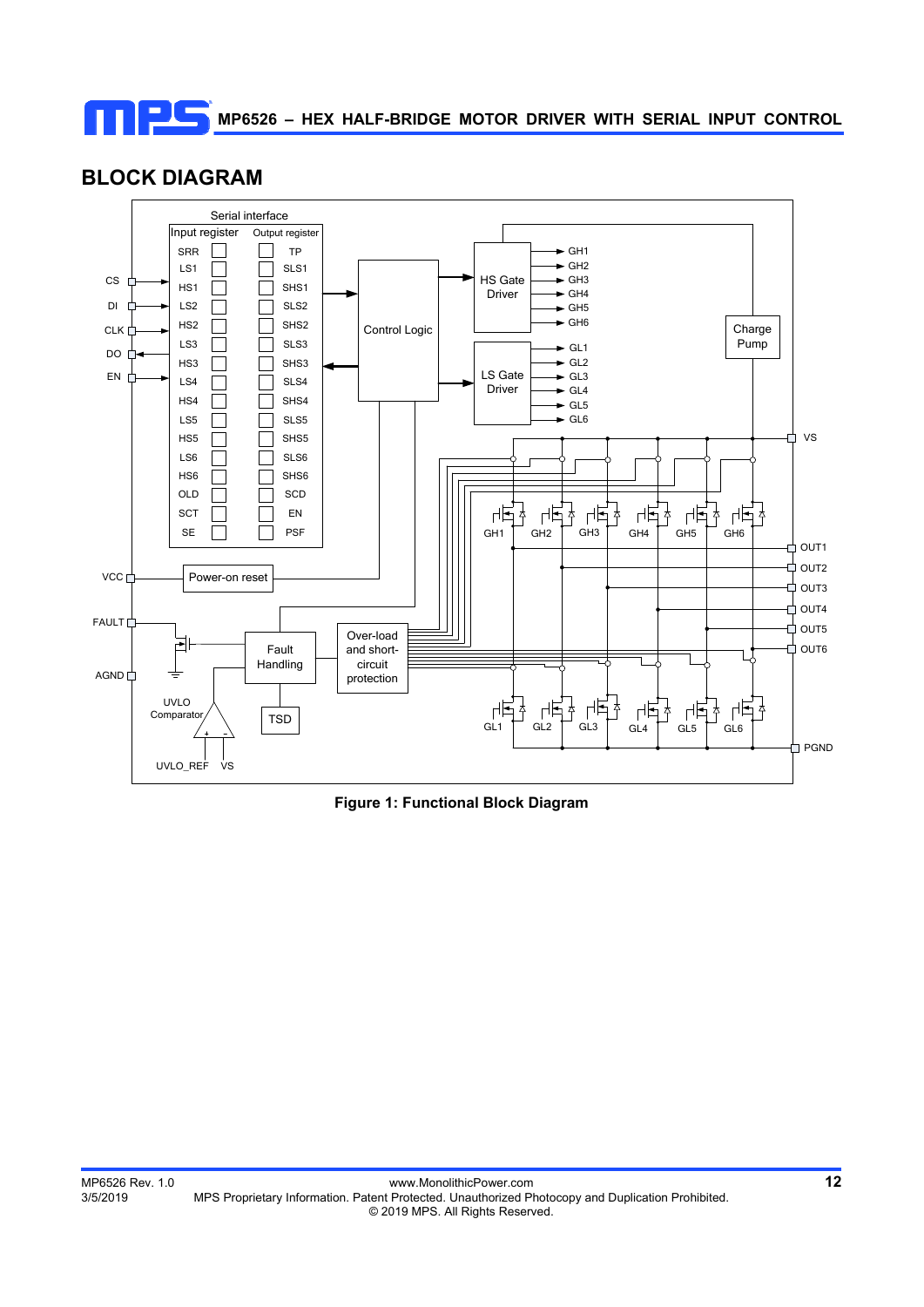## BLOCK DIAGRAM

Figure 1: Functional Block Diagram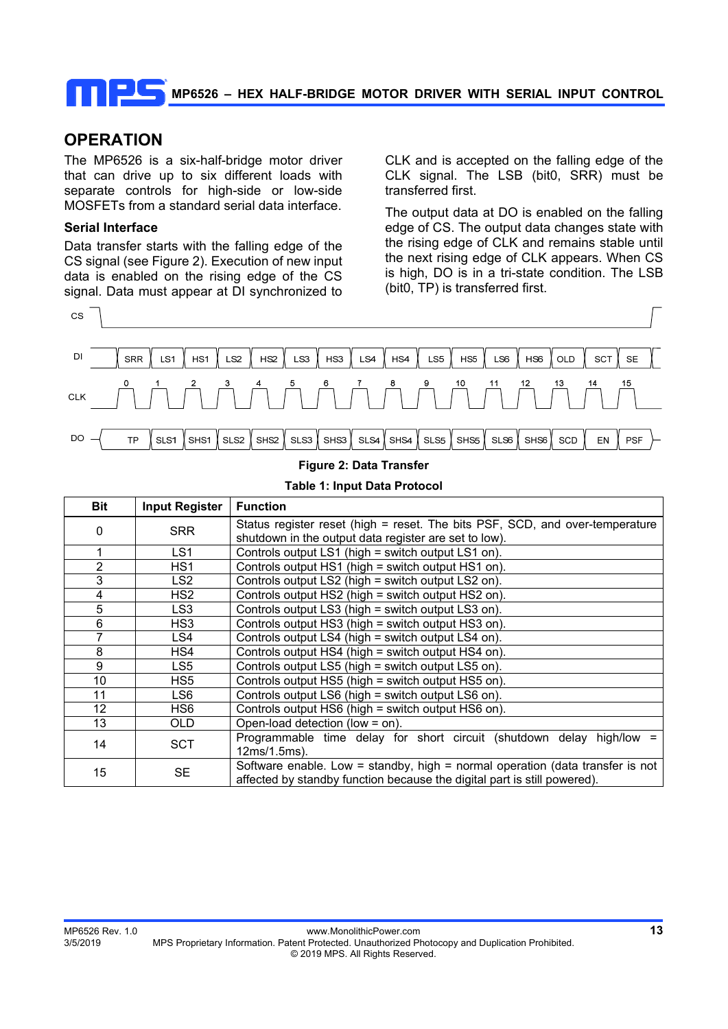## OPERATION

The MP6526 is a six-half-bridge motor driver that can drive up to six different loads with separate controls for high-side or low-side MOSFETs from a standard serial data interface.

### Serial Interface

Data transfer starts with the falling edge of the CS signal (see Figure 2). Execution of new input data is enabled on the rising edge of the CS signal. Data must appear at DI synchronized to CLK and is accepted on the falling edge of the CLK signal. The LSB (bit0, SRR) must be transferred first.

The output data at DO is enabled on the falling edge of CS. The output data changes state with the rising edge of CLK and remains stable until the next rising edge of CLK appears. When CS is high, DO is in a tri-state condition. The LSB (bit0, TP) is transferred first.

| CLK | 0 | 1 | 2 | 3 | 4 | 5 | 6 | 7 | 8 | 9 | 10 | 11 | 12 | 13 | 14 | 15 |
|---|---|---|---|---|---|---|---|---|---|---|---|---|---|---|---|---|
| DI | SRR | LS1 | HS1 | LS2 | HS2 | LS3 | HS3 | LS4 | HS4 | LS5 | HS5 | LS6 | HS6 | OLD | SCT | SE |
| DO | TP | SLS1 | SHS1 | SLS2 | SHS2 | SLS3 | SHS3 | SLS4 | SHS4 | SLS5 | SHS5 | SLS6 | SHS6 | SCD | EN | PSF |

**Figure 2: Data Transfer**

**Table 1: Input Data Protocol**

| Bit | Input Register | Function |
|---|---|---|
| 0 | SRR | Status register reset (high = reset. The bits PSF, SCD, and over-temperature shutdown in the output data register are set to low). |
| 1 | LS1 | Controls output LS1 (high = switch output LS1 on). |
| 2 | HS1 | Controls output HS1 (high = switch output HS1 on). |
| 3 | LS2 | Controls output LS2 (high = switch output LS2 on). |
| 4 | HS2 | Controls output HS2 (high = switch output HS2 on). |
| 5 | LS3 | Controls output LS3 (high = switch output LS3 on). |
| 6 | HS3 | Controls output HS3 (high = switch output HS3 on). |
| 7 | LS4 | Controls output LS4 (high = switch output LS4 on). |
| 8 | HS4 | Controls output HS4 (high = switch output HS4 on). |
| 9 | LS5 | Controls output LS5 (high = switch output LS5 on). |
| 10 | HS5 | Controls output HS5 (high = switch output HS5 on). |
| 11 | LS6 | Controls output LS6 (high = switch output LS6 on). |
| 12 | HS6 | Controls output HS6 (high = switch output HS6 on). |
| 13 | OLD | Open-load detection (low = on). |
| 14 | SCT | Programmable time delay for short circuit (shutdown delay high/low = 12ms/1.5ms). |
| 15 | SE | Software enable. Low = standby, high = normal operation (data transfer is not affected by standby function because the digital part is still powered). |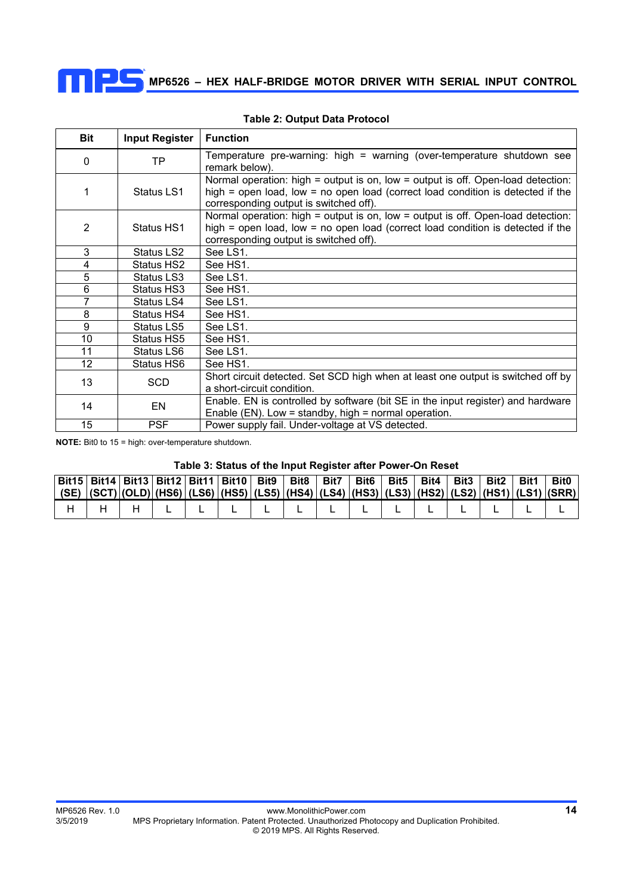**Table 2: Output Data Protocol**

| Bit | Input Register | Function |
|---|---|---|
| 0 | TP | Temperature pre-warning: high = warning (over-temperature shutdown see remark below). |
| 1 | Status LS1 | Normal operation: high = output is on, low = output is off. Open-load detection: high = open load, low = no open load (correct load condition is detected if the corresponding output is switched off). |
| 2 | Status HS1 | Normal operation: high = output is on, low = output is off. Open-load detection: high = open load, low = no open load (correct load condition is detected if the corresponding output is switched off). |
| 3 | Status LS2 | See LS1. |
| 4 | Status HS2 | See HS1. |
| 5 | Status LS3 | See LS1. |
| 6 | Status HS3 | See HS1. |
| 7 | Status LS4 | See LS1. |
| 8 | Status HS4 | See HS1. |
| 9 | Status LS5 | See LS1. |
| 10 | Status HS5 | See HS1. |
| 11 | Status LS6 | See LS1. |
| 12 | Status HS6 | See HS1. |
| 13 | SCD | Short circuit detected. Set SCD high when at least one output is switched off by a short-circuit condition. |
| 14 | EN | Enable. EN is controlled by software (bit SE in the input register) and hardware Enable (EN). Low = standby, high = normal operation. |
| 15 | PSF | Power supply fail. Under-voltage at VS detected. |

**NOTE:** Bit0 to 15 = high: over-temperature shutdown.

**Table 3: Status of the Input Register after Power-On Reset**

| Bit15 (SE) | Bit14 (SCT) | Bit13 (OLD) | Bit12 (HS6) | Bit11 (LS6) | Bit10 (HS5) | Bit9 (LS5) | Bit8 (HS4) | Bit7 (LS4) | Bit6 (HS3) | Bit5 (LS3) | Bit4 (HS2) | Bit3 (LS2) | Bit2 (HS1) | Bit1 (LS1) | Bit0 (SRR) |
|---|---|---|---|---|---|---|---|---|---|---|---|---|---|---|---|
| H | H | H | L | L | L | L | L | L | L | L | L | L | L | L | L |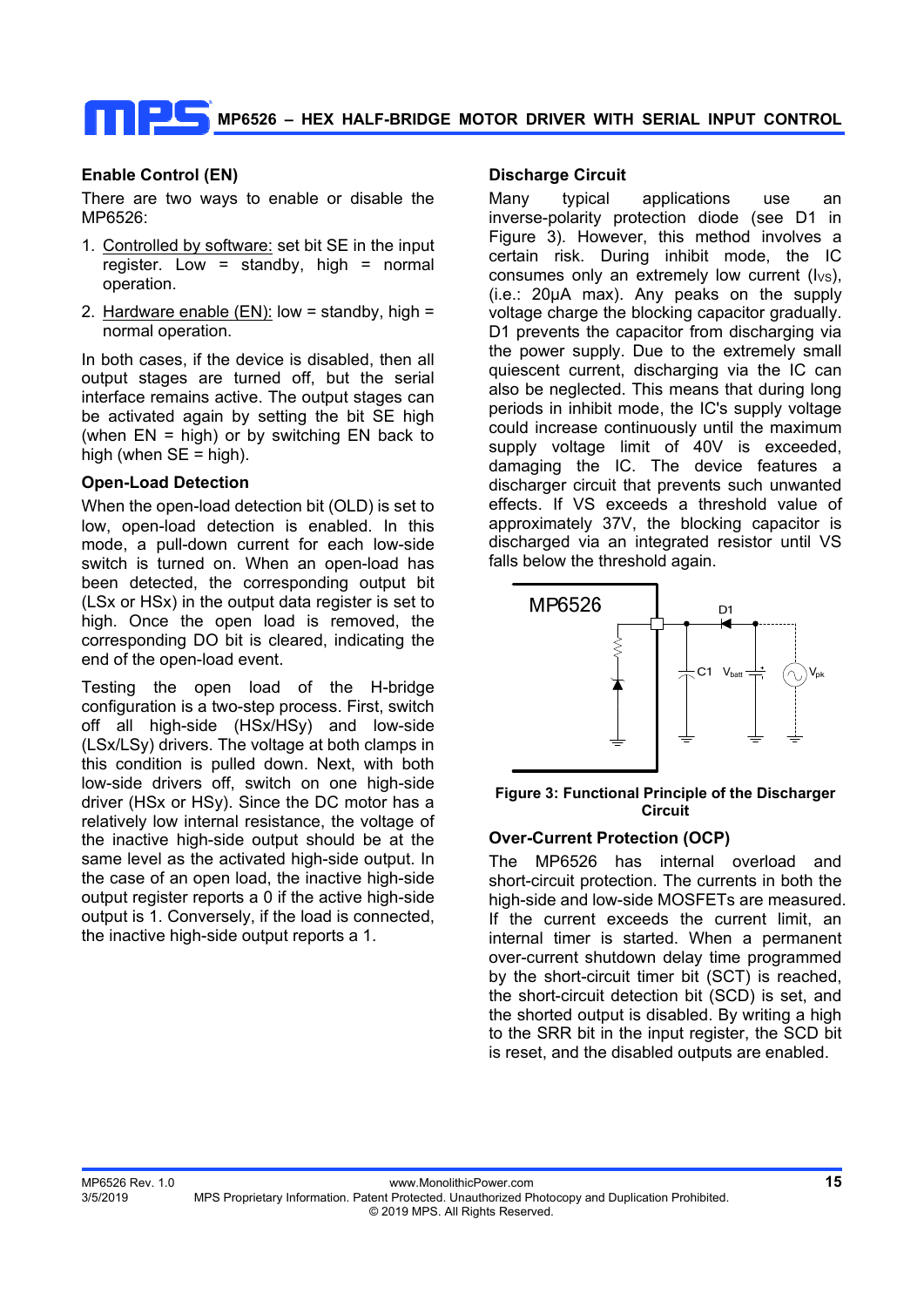### Enable Control (EN)

There are two ways to enable or disable the MP6526:

1. Controlled by software: set bit SE in the input register. Low = standby, high = normal operation.
2. Hardware enable (EN): low = standby, high = normal operation.

In both cases, if the device is disabled, then all output stages are turned off, but the serial interface remains active. The output stages can be activated again by setting the bit SE high (when EN = high) or by switching EN back to high (when SE = high).

### Open-Load Detection

When the open-load detection bit (OLD) is set to low, open-load detection is enabled. In this mode, a pull-down current for each low-side switch is turned on. When an open-load has been detected, the corresponding output bit (LSx or HSx) in the output data register is set to high. Once the open load is removed, the corresponding DO bit is cleared, indicating the end of the open-load event.

Testing the open load of the H-bridge configuration is a two-step process. First, switch off all high-side (HSx/HSy) and low-side (LSx/LSy) drivers. The voltage at both clamps in this condition is pulled down. Next, with both low-side drivers off, switch on one high-side driver (HSx or HSy). Since the DC motor has a relatively low internal resistance, the voltage of the inactive high-side output should be at the same level as the activated high-side output. In the case of an open load, the inactive high-side output register reports a 0 if the active high-side output is 1. Conversely, if the load is connected, the inactive high-side output reports a 1.

### Discharge Circuit

Many typical applications use an inverse-polarity protection diode (see D1 in Figure 3). However, this method involves a certain risk. During inhibit mode, the IC consumes only an extremely low current ($I_{VS}$), (i.e.: 20μA max). Any peaks on the supply voltage charge the blocking capacitor gradually. D1 prevents the capacitor from discharging via the power supply. Due to the extremely small quiescent current, discharging via the IC can also be neglected. This means that during long periods in inhibit mode, the IC's supply voltage could increase continuously until the maximum supply voltage limit of 40V is exceeded, damaging the IC. The device features a discharger circuit that prevents such unwanted effects. If VS exceeds a threshold value of approximately 37V, the blocking capacitor is discharged via an integrated resistor until VS falls below the threshold again.

**Figure 3: Functional Principle of the Discharger Circuit**

### Over-Current Protection (OCP)

The MP6526 has internal overload and short-circuit protection. The currents in both the high-side and low-side MOSFETs are measured. If the current exceeds the current limit, an internal timer is started. When a permanent over-current shutdown delay time programmed by the short-circuit timer bit (SCT) is reached, the short-circuit detection bit (SCD) is set, and the shorted output is disabled. By writing a high to the SRR bit in the input register, the SCD bit is reset, and the disabled outputs are enabled.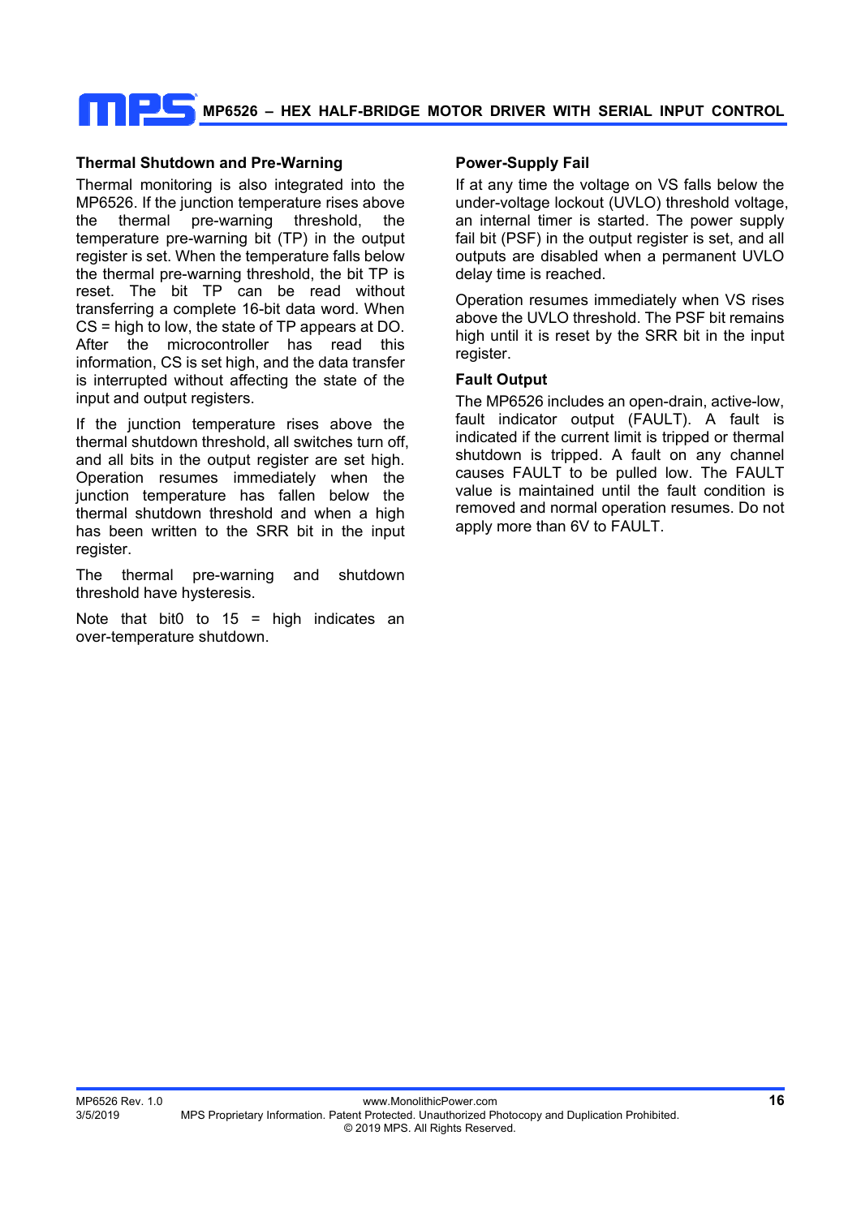### Thermal Shutdown and Pre-Warning

Thermal monitoring is also integrated into the MP6526. If the junction temperature rises above the thermal pre-warning threshold, the temperature pre-warning bit (TP) in the output register is set. When the temperature falls below the thermal pre-warning threshold, the bit TP is reset. The bit TP can be read without transferring a complete 16-bit data word. When CS = high to low, the state of TP appears at DO. After the microcontroller has read this information, CS is set high, and the data transfer is interrupted without affecting the state of the input and output registers.

If the junction temperature rises above the thermal shutdown threshold, all switches turn off, and all bits in the output register are set high. Operation resumes immediately when the junction temperature has fallen below the thermal shutdown threshold and when a high has been written to the SRR bit in the input register.

The thermal pre-warning and shutdown threshold have hysteresis.

Note that bit0 to 15 = high indicates an over-temperature shutdown.

### Power-Supply Fail

If at any time the voltage on VS falls below the under-voltage lockout (UVLO) threshold voltage, an internal timer is started. The power supply fail bit (PSF) in the output register is set, and all outputs are disabled when a permanent UVLO delay time is reached.

Operation resumes immediately when VS rises above the UVLO threshold. The PSF bit remains high until it is reset by the SRR bit in the input register.

### Fault Output

The MP6526 includes an open-drain, active-low, fault indicator output (FAULT). A fault is indicated if the current limit is tripped or thermal shutdown is tripped. A fault on any channel causes FAULT to be pulled low. The FAULT value is maintained until the fault condition is removed and normal operation resumes. Do not apply more than 6V to FAULT.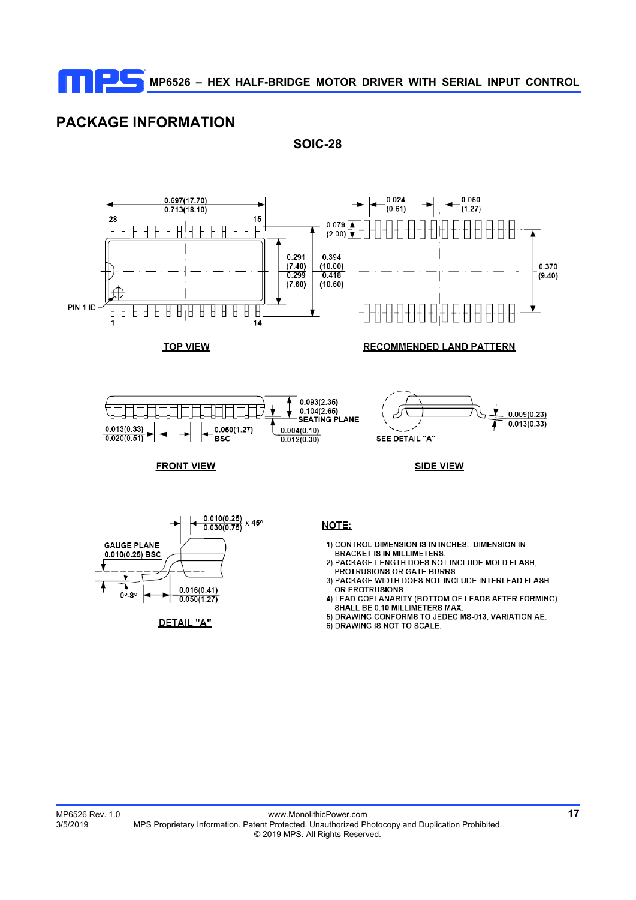## PACKAGE INFORMATION

**SOIC-28**

TOP VIEW

RECOMMENDED LAND PATTERN

FRONT VIEW

SIDE VIEW

DETAIL "A"

**NOTE:**

1) CONTROL DIMENSION IS IN INCHES. DIMENSION IN BRACKET IS IN MILLIMETERS.
2) PACKAGE LENGTH DOES NOT INCLUDE MOLD FLASH, PROTRUSIONS OR GATE BURRS.
3) PACKAGE WIDTH DOES NOT INCLUDE INTERLEAD FLASH OR PROTRUSIONS.
4) LEAD COPLANARITY (BOTTOM OF LEADS AFTER FORMING) SHALL BE 0.10 MILLIMETERS MAX.
5) DRAWING CONFORMS TO JEDEC MS-013, VARIATION AE.
6) DRAWING IS NOT TO SCALE.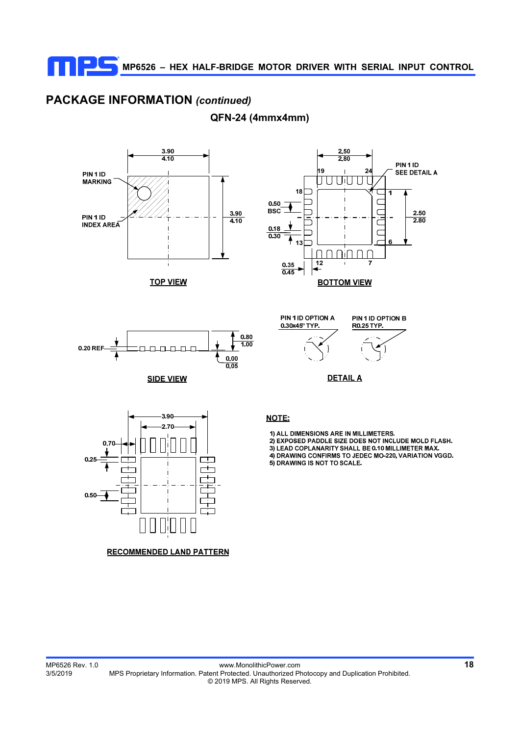## PACKAGE INFORMATION *(continued)*

### QFN-24 (4mmx4mm)

TOP VIEW

BOTTOM VIEW

SIDE VIEW

DETAIL A

RECOMMENDED LAND PATTERN

**NOTE:**

1) ALL DIMENSIONS ARE IN MILLIMETERS.
2) EXPOSED PADDLE SIZE DOES NOT INCLUDE MOLD FLASH.
3) LEAD COPLANARITY SHALL BE 0.10 MILLIMETER MAX.
4) DRAWING CONFIRMS TO JEDEC MO-220, VARIATION VGGD.
5) DRAWING IS NOT TO SCALE.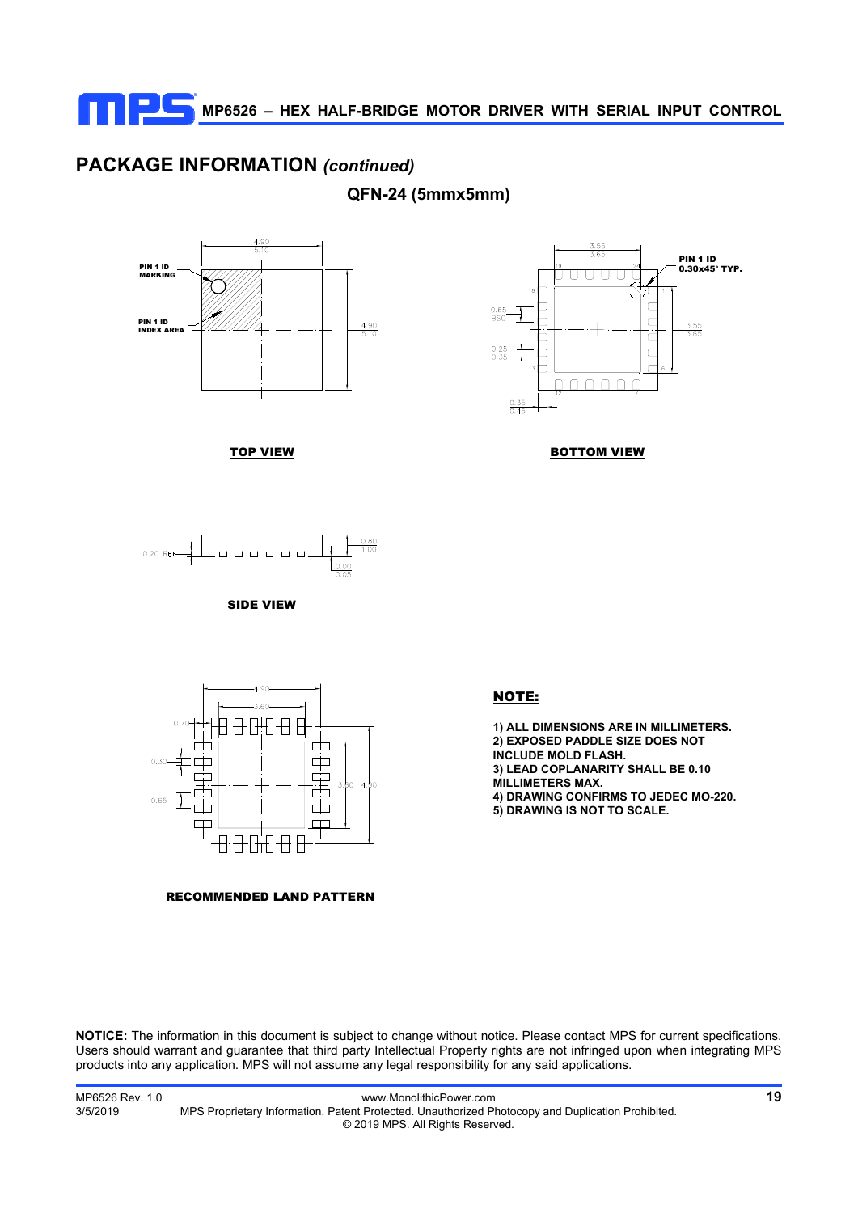## PACKAGE INFORMATION *(continued)*

**QFN-24 (5mmx5mm)**

4.90
5.10

PIN 1 ID
MARKING

PIN 1 ID
INDEX AREA

4.90
5.10

**TOP VIEW**

3.55
3.65

19

24

PIN 1 ID
0.30x45° TYP.

18

1

0.65
BSC

3.55
3.65

0.25
0.35

13

6

12

7

0.35
0.45

**BOTTOM VIEW**

0.20 REF

0.80
1.00

0.00
0.05

**SIDE VIEW**

4.90

3.60

0.70

0.30

3.50

4.90

0.65

**RECOMMENDED LAND PATTERN**

**NOTE:**

**1) ALL DIMENSIONS ARE IN MILLIMETERS.**
**2) EXPOSED PADDLE SIZE DOES NOT INCLUDE MOLD FLASH.**
**3) LEAD COPLANARITY SHALL BE 0.10 MILLIMETERS MAX.**
**4) DRAWING CONFIRMS TO JEDEC MO-220.**
**5) DRAWING IS NOT TO SCALE.**

**NOTICE:** The information in this document is subject to change without notice. Please contact MPS for current specifications. Users should warrant and guarantee that third party Intellectual Property rights are not infringed upon when integrating MPS products into any application. MPS will not assume any legal responsibility for any said applications.